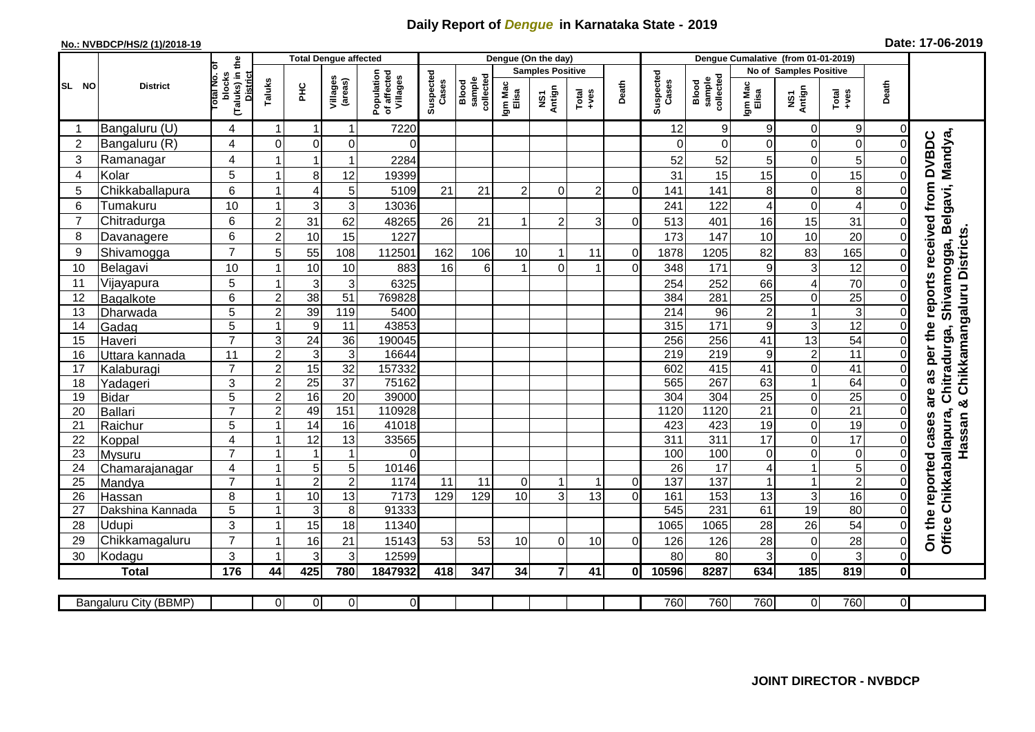# Daily Report of *Dengue* in Karnataka State - 2019

**No.: NVBDCP/HS/2 (1)/2018-19**

**Date: 17-06-2019**

| SL NO | District | Total No. of blocks (Taluks) in the District | Total Dengue affected | | | | Dengue (On the day) | | | | | | | Dengue Cumalative (from 01-01-2019) | | | | | | | |
|---|---|---|---|---|---|---|---|---|---|---|---|---|---|---|---|---|---|---|---|---|
| | | | Taluks | PHC | Villages (areas) | Population of affected Villages | Suspected Cases | Blood sample collected | Samples Positive | | | Death | Suspected Cases | Blood sample collected | No of Samples Positive | | | Death | |
| | | | | | | | | | Igm Mac Elisa | NS1 Antign | Total +ves | | | | Igm Mac Elisa | NS1 Antign | Total +ves | | |
| 1 | Bangaluru (U) | 4 | 1 | 1 | 1 | 7220 | | | | | | | 12 | 9 | 9 | 0 | 9 | 0 | On the reported cases are as per the reports received from DVBDC Office Chikkaballapura, Chitradurga, Shivamogga, Belgavi, Mandya, Hassan & Chikkamangaluru Districts. |
| 2 | Bangaluru (R) | 4 | 0 | 0 | 0 | 0 | | | | | | | 0 | 0 | 0 | 0 | 0 | 0 | |
| 3 | Ramanagar | 4 | 1 | 1 | 1 | 2284 | | | | | | | 52 | 52 | 5 | 0 | 5 | 0 | |
| 4 | Kolar | 5 | 1 | 8 | 12 | 19399 | | | | | | | 31 | 15 | 15 | 0 | 15 | 0 | |
| 5 | Chikkaballapura | 6 | 1 | 4 | 5 | 5109 | 21 | 21 | 2 | 0 | 2 | 0 | 141 | 141 | 8 | 0 | 8 | 0 | |
| 6 | Tumakuru | 10 | 1 | 3 | 3 | 13036 | | | | | | | 241 | 122 | 4 | 0 | 4 | 0 | |
| 7 | Chitradurga | 6 | 2 | 31 | 62 | 48265 | 26 | 21 | 1 | 2 | 3 | 0 | 513 | 401 | 16 | 15 | 31 | 0 | |
| 8 | Davanagere | 6 | 2 | 10 | 15 | 1227 | | | | | | | 173 | 147 | 10 | 10 | 20 | 0 | |
| 9 | Shivamogga | 7 | 5 | 55 | 108 | 112501 | 162 | 106 | 10 | 1 | 11 | 0 | 1878 | 1205 | 82 | 83 | 165 | 0 | |
| 10 | Belagavi | 10 | 1 | 10 | 10 | 883 | 16 | 6 | 1 | 0 | 1 | 0 | 348 | 171 | 9 | 3 | 12 | 0 | |
| 11 | Vijayapura | 5 | 1 | 3 | 3 | 6325 | | | | | | | 254 | 252 | 66 | 4 | 70 | 0 | |
| 12 | Bagalkote | 6 | 2 | 38 | 51 | 769828 | | | | | | | 384 | 281 | 25 | 0 | 25 | 0 | |
| 13 | Dharwada | 5 | 2 | 39 | 119 | 5400 | | | | | | | 214 | 96 | 2 | 1 | 3 | 0 | |
| 14 | Gadag | 5 | 1 | 9 | 11 | 43853 | | | | | | | 315 | 171 | 9 | 3 | 12 | 0 | |
| 15 | Haveri | 7 | 3 | 24 | 36 | 190045 | | | | | | | 256 | 256 | 41 | 13 | 54 | 0 | |
| 16 | Uttara kannada | 11 | 2 | 3 | 3 | 16644 | | | | | | | 219 | 219 | 9 | 2 | 11 | 0 | |
| 17 | Kalaburagi | 7 | 2 | 15 | 32 | 157332 | | | | | | | 602 | 415 | 41 | 0 | 41 | 0 | |
| 18 | Yadageri | 3 | 2 | 25 | 37 | 75162 | | | | | | | 565 | 267 | 63 | 1 | 64 | 0 | |
| 19 | Bidar | 5 | 2 | 16 | 20 | 39000 | | | | | | | 304 | 304 | 25 | 0 | 25 | 0 | |
| 20 | Ballari | 7 | 2 | 49 | 151 | 110928 | | | | | | | 1120 | 1120 | 21 | 0 | 21 | 0 | |
| 21 | Raichur | 5 | 1 | 14 | 16 | 41018 | | | | | | | 423 | 423 | 19 | 0 | 19 | 0 | |
| 22 | Koppal | 4 | 1 | 12 | 13 | 33565 | | | | | | | 311 | 311 | 17 | 0 | 17 | 0 | |
| 23 | Mysuru | 7 | 1 | 1 | 1 | 0 | | | | | | | 100 | 100 | 0 | 0 | 0 | 0 | |
| 24 | Chamarajanagar | 4 | 1 | 5 | 5 | 10146 | | | | | | | 26 | 17 | 4 | 1 | 5 | 0 | |
| 25 | Mandya | 7 | 1 | 2 | 2 | 1174 | 11 | 11 | 0 | 1 | 1 | 0 | 137 | 137 | 1 | 1 | 2 | 0 | |
| 26 | Hassan | 8 | 1 | 10 | 13 | 7173 | 129 | 129 | 10 | 3 | 13 | 0 | 161 | 153 | 13 | 3 | 16 | 0 | |
| 27 | Dakshina Kannada | 5 | 1 | 3 | 8 | 91333 | | | | | | | 545 | 231 | 61 | 19 | 80 | 0 | |
| 28 | Udupi | 3 | 1 | 15 | 18 | 11340 | | | | | | | 1065 | 1065 | 28 | 26 | 54 | 0 | |
| 29 | Chikkamagaluru | 7 | 1 | 16 | 21 | 15143 | 53 | 53 | 10 | 0 | 10 | 0 | 126 | 126 | 28 | 0 | 28 | 0 | |
| 30 | Kodagu | 3 | 1 | 3 | 3 | 12599 | | | | | | | 80 | 80 | 3 | 0 | 3 | 0 | |
| | **Total** | **176** | **44** | **425** | **780** | **1847932** | **418** | **347** | **34** | **7** | **41** | **0** | **10596** | **8287** | **634** | **185** | **819** | **0** | |

| Bangaluru City (BBMP) | | 0 | 0 | 0 | 0 | | | | | | | 760 | 760 | 760 | 0 | 760 | 0 |
|---|---|---|---|---|---|---|---|---|---|---|---|---|---|---|---|---|---|

**JOINT DIRECTOR - NVBDCP**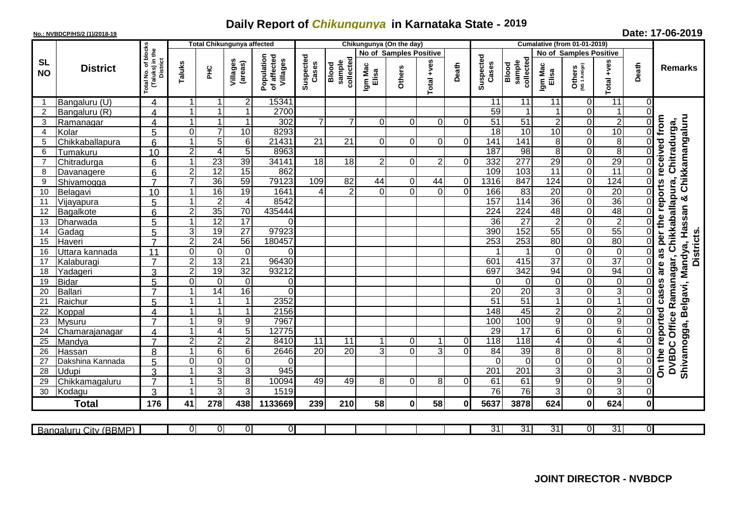# Daily Report of *Chikungunya* in Karnataka State - 2019

**No.: NVBDCP/HS/2 (1)/2018-19**

**Date: 17-06-2019**

| SL NO | District | Total No. of blocks (Taluks) in the District | Total Chikungunya affected | | | | Chikungunya (On the day) | | | | | | | Cumalative (from 01-01-2019) | | | | | | | Remarks |
|---|---|---|---|---|---|---|---|---|---|---|---|---|---|---|---|---|---|---|---|---|---|
| | | | Taluks | PHC | Villages (areas) | Population of affected Villages | Suspected Cases | Blood sample collected | No of Samples Positive | | | Death | Suspected Cases | Blood sample collected | No of Samples Positive | | | Death | |
| | | | | | | | | | Igm Mac Elisa | Others | Total +ves | | | | Igm Mac Elisa | Others (NS 1 Antign) | Total +ves | | |
| 1 | Bangaluru (U) | 4 | 1 | 1 | 2 | 15341 | | | | | | | 11 | 11 | 11 | 0 | 11 | 0 | On the reported cases are as per the reports received from DVBDC Office Ramanagar, Chikkaballapura, Chitradurga, Shivamogga, Belgavi, Mandya, Hassan & Chikkamangaluru Districts. |
| 2 | Bangaluru (R) | 4 | 1 | 1 | 1 | 2700 | | | | | | | 59 | 1 | 1 | 0 | 1 | 0 | |
| 3 | Ramanagar | 4 | 1 | 1 | 1 | 302 | 7 | 7 | 0 | 0 | 0 | 0 | 51 | 51 | 2 | 0 | 2 | 0 | |
| 4 | Kolar | 5 | 0 | 7 | 10 | 8293 | | | | | | | 18 | 10 | 10 | 0 | 10 | 0 | |
| 5 | Chikkaballapura | 6 | 1 | 5 | 6 | 21431 | 21 | 21 | 0 | 0 | 0 | 0 | 141 | 141 | 8 | 0 | 8 | 0 | |
| 6 | Tumakuru | 10 | 2 | 4 | 5 | 8963 | | | | | | | 187 | 98 | 8 | 0 | 8 | 0 | |
| 7 | Chitradurga | 6 | 1 | 23 | 39 | 34141 | 18 | 18 | 2 | 0 | 2 | 0 | 332 | 277 | 29 | 0 | 29 | 0 | |
| 8 | Davanagere | 6 | 2 | 12 | 15 | 862 | | | | | | | 109 | 103 | 11 | 0 | 11 | 0 | |
| 9 | Shivamogga | 7 | 7 | 36 | 59 | 79123 | 109 | 82 | 44 | 0 | 44 | 0 | 1316 | 847 | 124 | 0 | 124 | 0 | |
| 10 | Belagavi | 10 | 1 | 16 | 19 | 1641 | 4 | 2 | 0 | 0 | 0 | 0 | 166 | 83 | 20 | 0 | 20 | 0 | |
| 11 | Vijayapura | 5 | 1 | 2 | 4 | 8542 | | | | | | | 157 | 114 | 36 | 0 | 36 | 0 | |
| 12 | Bagalkote | 6 | 2 | 35 | 70 | 435444 | | | | | | | 224 | 224 | 48 | 0 | 48 | 0 | |
| 13 | Dharwada | 5 | 1 | 12 | 17 | 0 | | | | | | | 36 | 27 | 2 | 0 | 2 | 0 | |
| 14 | Gadag | 5 | 3 | 19 | 27 | 97923 | | | | | | | 390 | 152 | 55 | 0 | 55 | 0 | |
| 15 | Haveri | 7 | 2 | 24 | 56 | 180457 | | | | | | | 253 | 253 | 80 | 0 | 80 | 0 | |
| 16 | Uttara kannada | 11 | 0 | 0 | 0 | 0 | | | | | | | 1 | 1 | 0 | 0 | 0 | 0 | |
| 17 | Kalaburagi | 7 | 2 | 13 | 21 | 96430 | | | | | | | 601 | 415 | 37 | 0 | 37 | 0 | |
| 18 | Yadageri | 3 | 2 | 19 | 32 | 93212 | | | | | | | 697 | 342 | 94 | 0 | 94 | 0 | |
| 19 | Bidar | 5 | 0 | 0 | 0 | 0 | | | | | | | 0 | 0 | 0 | 0 | 0 | 0 | |
| 20 | Ballari | 7 | 1 | 14 | 16 | 0 | | | | | | | 20 | 20 | 3 | 0 | 3 | 0 | |
| 21 | Raichur | 5 | 1 | 1 | 1 | 2352 | | | | | | | 51 | 51 | 1 | 0 | 1 | 0 | |
| 22 | Koppal | 4 | 1 | 1 | 1 | 2156 | | | | | | | 148 | 45 | 2 | 0 | 2 | 0 | |
| 23 | Mysuru | 7 | 1 | 9 | 9 | 7967 | | | | | | | 100 | 100 | 9 | 0 | 9 | 0 | |
| 24 | Chamarajanagar | 4 | 1 | 4 | 5 | 12775 | | | | | | | 29 | 17 | 6 | 0 | 6 | 0 | |
| 25 | Mandya | 7 | 2 | 2 | 2 | 8410 | 11 | 11 | 1 | 0 | 1 | 0 | 118 | 118 | 4 | 0 | 4 | 0 | |
| 26 | Hassan | 8 | 1 | 6 | 6 | 2646 | 20 | 20 | 3 | 0 | 3 | 0 | 84 | 39 | 8 | 0 | 8 | 0 | |
| 27 | Dakshina Kannada | 5 | 0 | 0 | 0 | 0 | | | | | | | 0 | 0 | 0 | 0 | 0 | 0 | |
| 28 | Udupi | 3 | 1 | 3 | 3 | 945 | | | | | | | 201 | 201 | 3 | 0 | 3 | 0 | |
| 29 | Chikkamagaluru | 7 | 1 | 5 | 8 | 10094 | 49 | 49 | 8 | 0 | 8 | 0 | 61 | 61 | 9 | 0 | 9 | 0 | |
| 30 | Kodagu | 3 | 1 | 3 | 3 | 1519 | | | | | | | 76 | 76 | 3 | 0 | 3 | 0 | |
| **Total** | | **176** | **41** | **278** | **438** | **1133669** | **239** | **210** | **58** | **0** | **58** | **0** | **5637** | **3878** | **624** | **0** | **624** | **0** | |

| | | | | | | | | | | | | | | | | | | |
|---|---|---|---|---|---|---|---|---|---|---|---|---|---|---|---|---|---|---|
| Bangaluru City (BBMP) | | 0 | 0 | 0 | 0 | | | | | | | 31 | 31 | 31 | 0 | 31 | 0 | |

**JOINT DIRECTOR - NVBDCP**